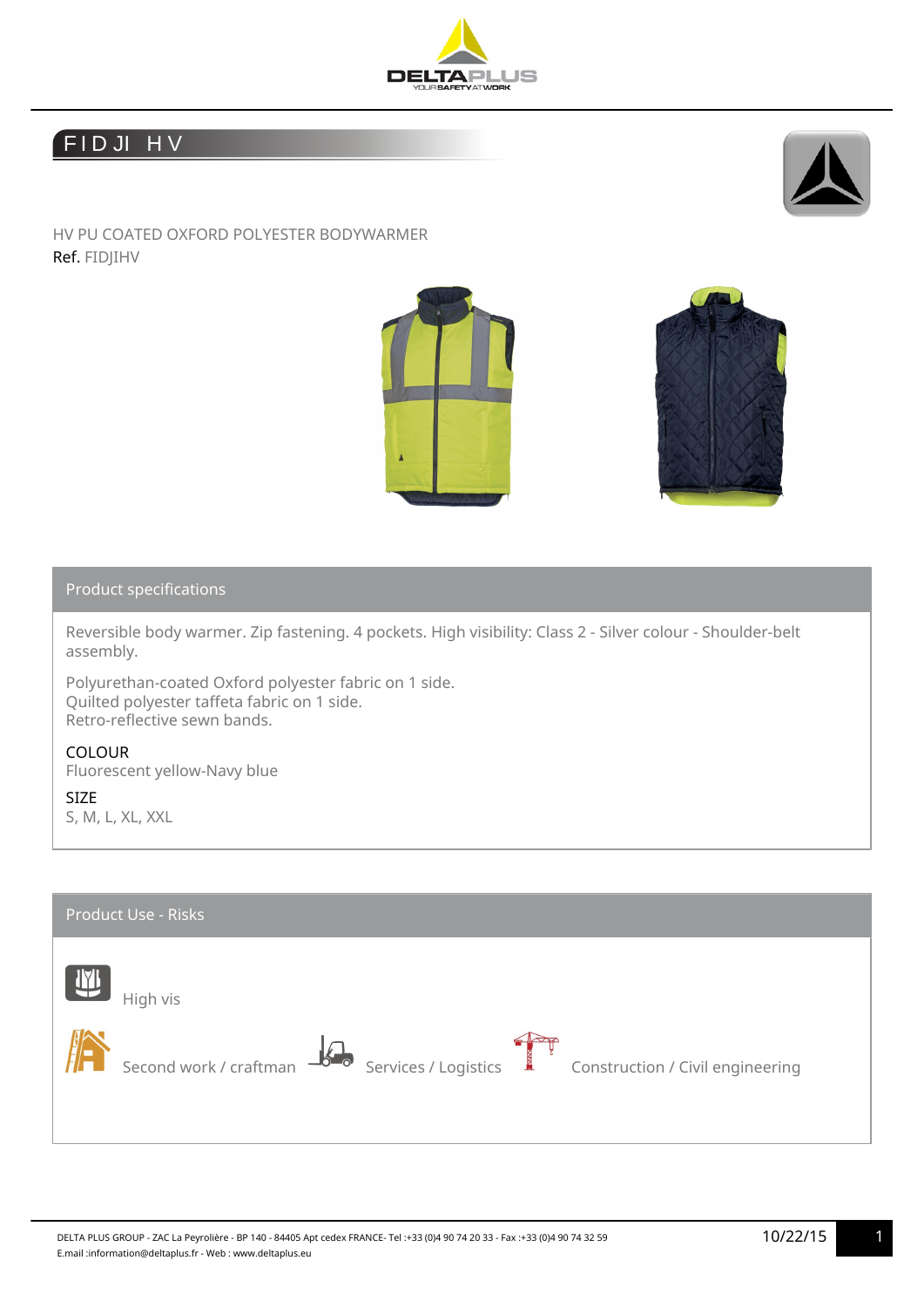# FIDJI HV

HV PU COATED OXFORD POLYESTER BODYWARMER

Ref. FIDJIHV

## Product specifications

Reversible body warmer. Zip fastening. 4 pockets. High visibility: Class 2 - Silver colour - Shoulder-belt assembly.

Polyurethan-coated Oxford polyester fabric on 1 side.
Quilted polyester taffeta fabric on 1 side.
Retro-reflective sewn bands.

COLOUR
Fluorescent yellow-Navy blue

SIZE
S, M, L, XL, XXL

## Product Use - Risks

High vis

Second work / craftman

Services / Logistics

Construction / Civil engineering

DELTA PLUS GROUP - ZAC La Peyrolière - BP 140 - 84405 Apt cedex FRANCE- Tel :+33 (0)4 90 74 20 33 - Fax :+33 (0)4 90 74 32 59
E.mail :information@deltaplus.fr - Web : www.deltaplus.eu

10/22/15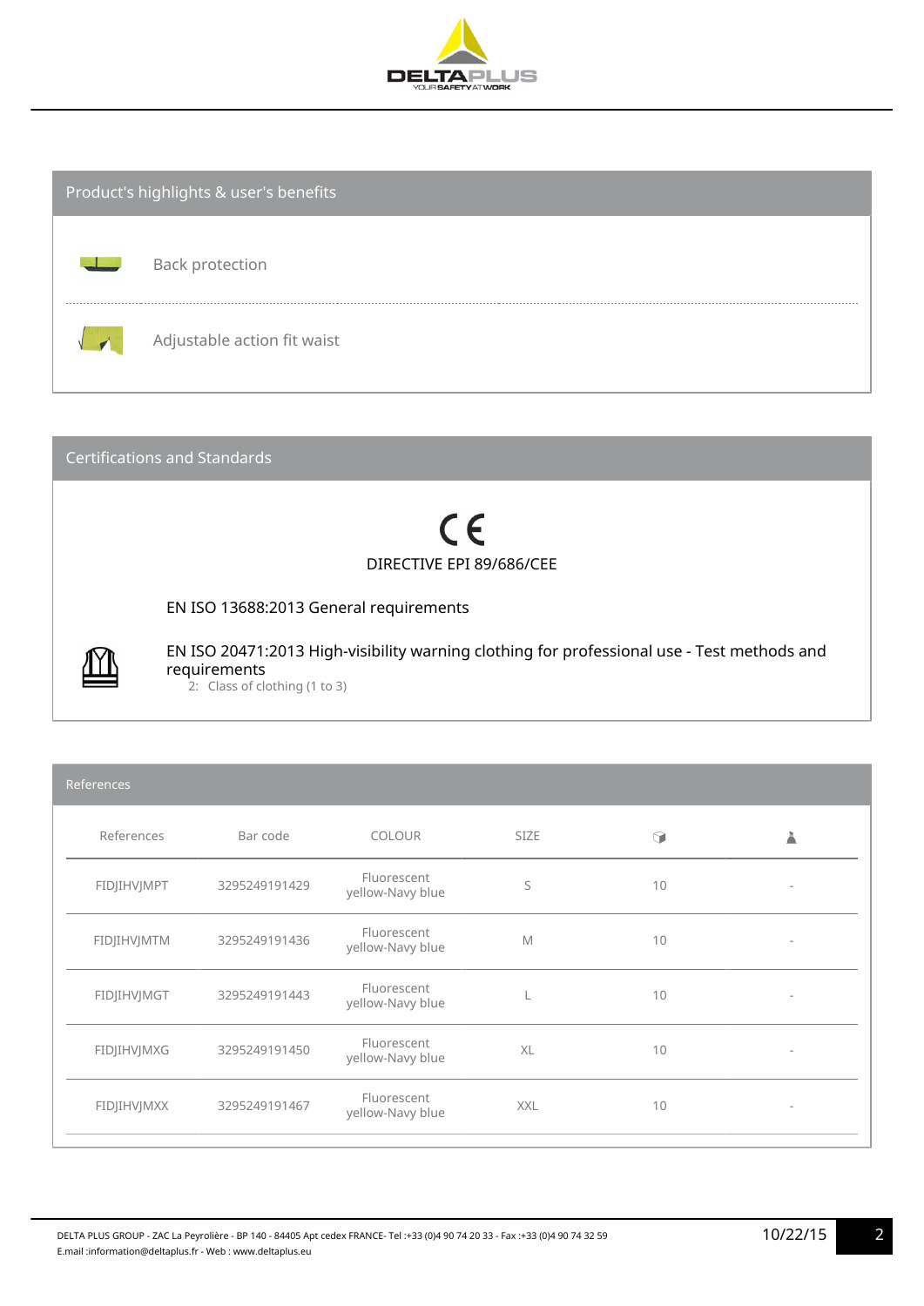## Product's highlights & user's benefits

- Back protection
- Adjustable action fit waist

## Certifications and Standards

CE

DIRECTIVE EPI 89/686/CEE

EN ISO 13688:2013 General requirements

EN ISO 20471:2013 High-visibility warning clothing for professional use - Test methods and requirements

2: Class of clothing (1 to 3)

## References

| References | Bar code | COLOUR | SIZE | | |
|---|---|---|---|---|---|
| FIDJIHVJMPT | 3295249191429 | Fluorescent yellow-Navy blue | S | 10 | - |
| FIDJIHVJMTM | 3295249191436 | Fluorescent yellow-Navy blue | M | 10 | - |
| FIDJIHVJMGT | 3295249191443 | Fluorescent yellow-Navy blue | L | 10 | - |
| FIDJIHVJMXG | 3295249191450 | Fluorescent yellow-Navy blue | XL | 10 | - |
| FIDJIHVJMXX | 3295249191467 | Fluorescent yellow-Navy blue | XXL | 10 | - |

DELTA PLUS GROUP - ZAC La Peyrolière - BP 140 - 84405 Apt cedex FRANCE- Tel :+33 (0)4 90 74 20 33 - Fax :+33 (0)4 90 74 32 59
E.mail :information@deltaplus.fr - Web : www.deltaplus.eu

10/22/15